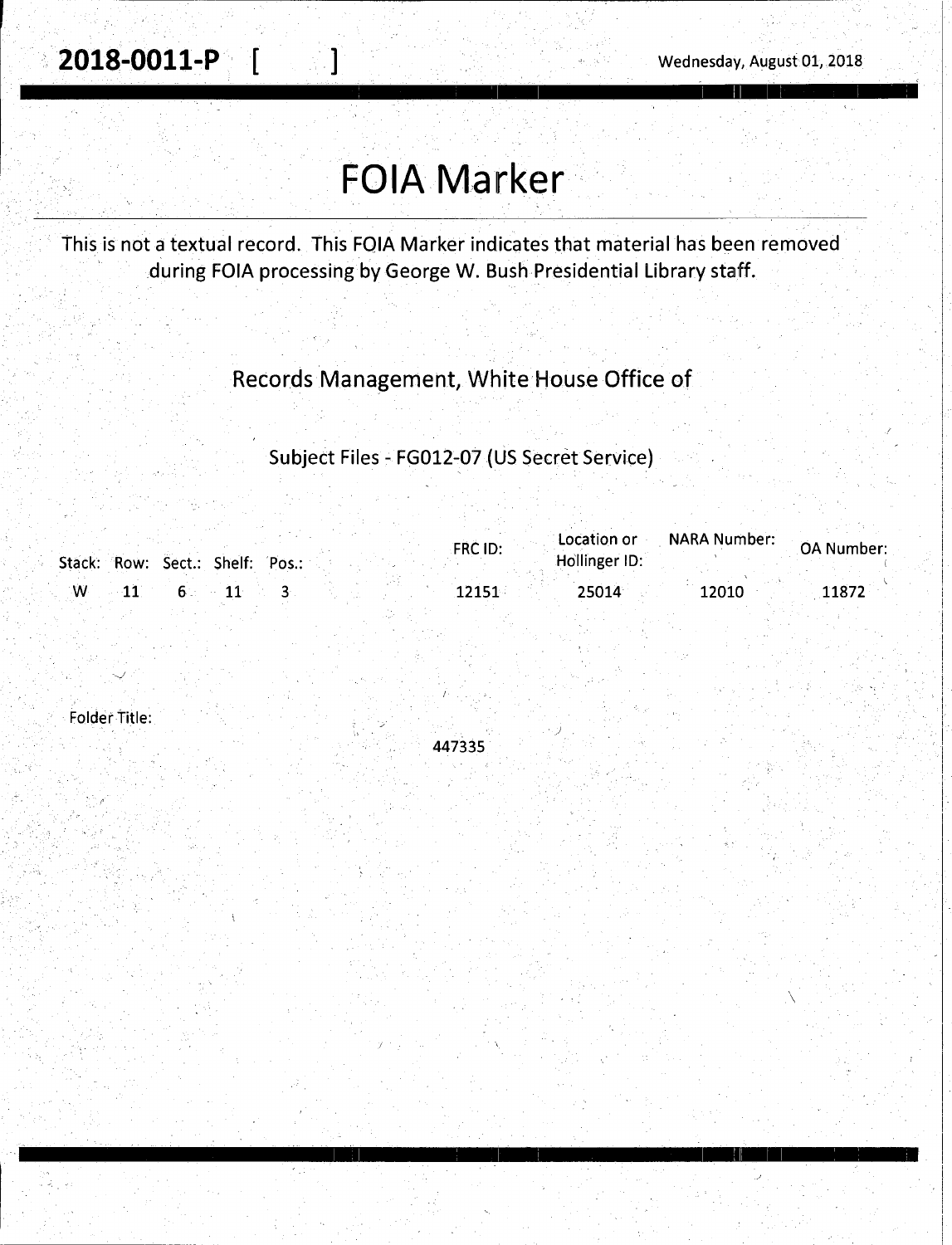**2018-0011-P [ ]** Wednesday, August 01, 2018

# FOIA Marker

This is not a textual record. This FOIA Marker indicates that material has been removed during FOIA processing by George W. Bush Presidential Library staff.

## Records Management, White House Office of

### Subject Files - FG012-07 (US Secret Service)

| Stack: | Row: | Sect.: | Shelf: | Pos.: | FRC ID: | Location or Hollinger ID: | NARA Number: | OA Number: |
|---|---|---|---|---|---|---|---|---|
| W | 11 | 6 | 11 | 3 | 12151 | 25014 | 12010 | 11872 |

Folder Title:

447335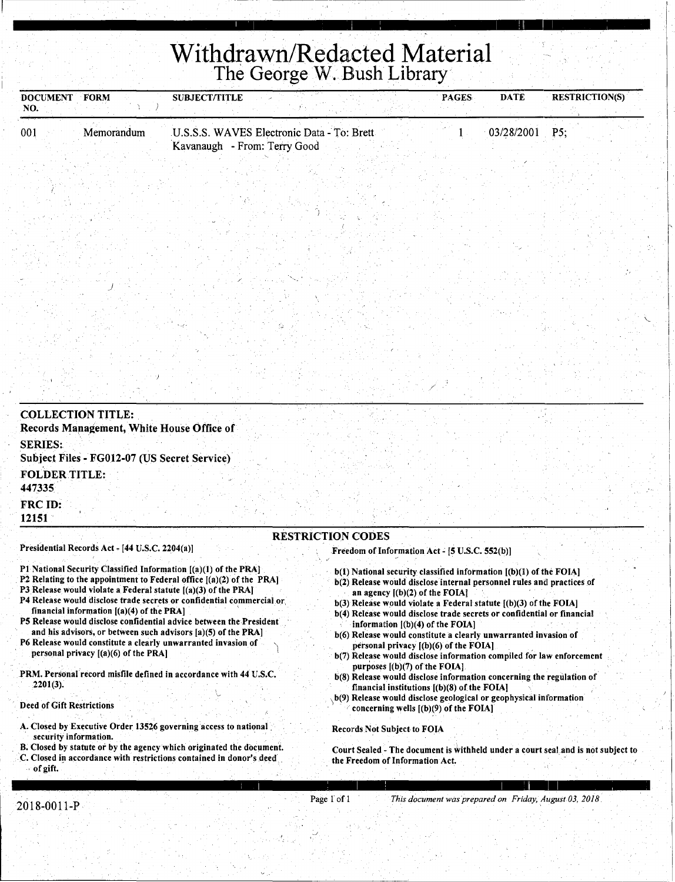# Withdrawn/Redacted Material
## The George W. Bush Library

| DOCUMENT NO. | FORM | SUBJECT/TITLE | PAGES | DATE | RESTRICTION(S) |
|---|---|---|---|---|---|
| 001 | Memorandum | U.S.S.S. WAVES Electronic Data - To: Brett Kavanaugh - From: Terry Good | 1 | 03/28/2001 | P5; |

**COLLECTION TITLE:**
Records Management, White House Office of

**SERIES:**
Subject Files - FG012-07 (US Secret Service)

**FOLDER TITLE:**
447335

**FRC ID:**
12151

### RESTRICTION CODES

**Presidential Records Act - [44 U.S.C. 2204(a)]**

P1 National Security Classified Information [(a)(1) of the PRA]
P2 Relating to the appointment to Federal office [(a)(2) of the PRA]
P3 Release would violate a Federal statute [(a)(3) of the PRA]
P4 Release would disclose trade secrets or confidential commercial or financial information [(a)(4) of the PRA]
P5 Release would disclose confidential advice between the President and his advisors, or between such advisors [a)(5) of the PRA]
P6 Release would constitute a clearly unwarranted invasion of personal privacy [(a)(6) of the PRA]

PRM. Personal record misfile defined in accordance with 44 U.S.C. 2201(3).

**Deed of Gift Restrictions**

A. Closed by Executive Order 13526 governing access to national security information.
B. Closed by statute or by the agency which originated the document.
C. Closed in accordance with restrictions contained in donor's deed of gift.

**Freedom of Information Act - [5 U.S.C. 552(b)]**

b(1) National security classified information [(b)(1) of the FOIA]
b(2) Release would disclose internal personnel rules and practices of an agency [(b)(2) of the FOIA]
b(3) Release would violate a Federal statute [(b)(3) of the FOIA]
b(4) Release would disclose trade secrets or confidential or financial information [(b)(4) of the FOIA]
b(6) Release would constitute a clearly unwarranted invasion of personal privacy [(b)(6) of the FOIA]
b(7) Release would disclose information compiled for law enforcement purposes [(b)(7) of the FOIA]
b(8) Release would disclose information concerning the regulation of financial institutions [(b)(8) of the FOIA]
b(9) Release would disclose geological or geophysical information concerning wells [(b)(9) of the FOIA]

**Records Not Subject to FOIA**

Court Sealed - The document is withheld under a court seal and is not subject to the Freedom of Information Act.

2018-0011-P

*This document was prepared on Friday, August 03, 2018*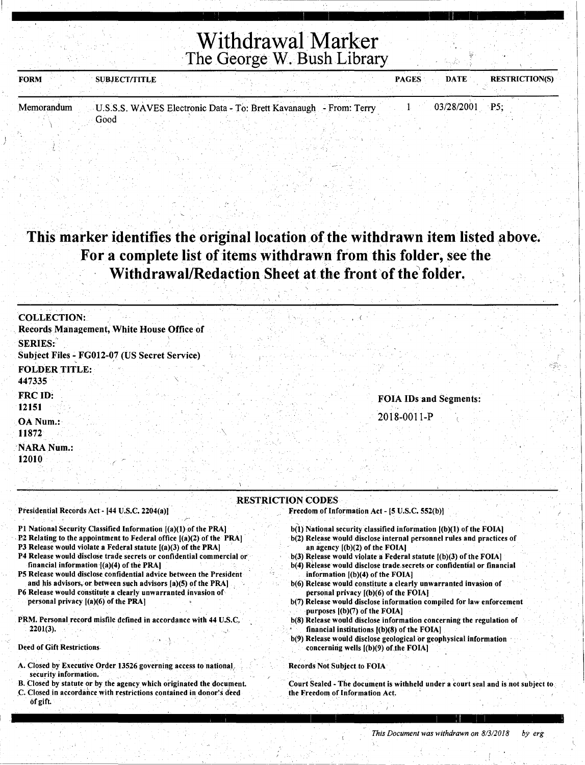# Withdrawal Marker
## The George W. Bush Library

| FORM | SUBJECT/TITLE | PAGES | DATE | RESTRICTION(S) |
| --- | --- | --- | --- | --- |
| Memorandum | U.S.S.S. WAVES Electronic Data - To: Brett Kavanaugh - From: Terry Good | 1 | 03/28/2001 | P5; |

**This marker identifies the original location of the withdrawn item listed above. For a complete list of items withdrawn from this folder, see the Withdrawal/Redaction Sheet at the front of the folder.**

**COLLECTION:**
**Records Management, White House Office of**

**SERIES:**
**Subject Files - FG012-07 (US Secret Service)**

**FOLDER TITLE:**
**447335**

**FRC ID:**
**12151**

**OA Num.:**
**11872**

**NARA Num.:**
**12010**

**FOIA IDs and Segments:**

2018-0011-P

**RESTRICTION CODES**

Presidential Records Act - [44 U.S.C. 2204(a)]

P1 National Security Classified Information [(a)(1) of the PRA]
P2 Relating to the appointment to Federal office [(a)(2) of the PRA]
P3 Release would violate a Federal statute [(a)(3) of the PRA]
P4 Release would disclose trade secrets or confidential commercial or financial information [(a)(4) of the PRA]
P5 Release would disclose confidential advice between the President and his advisors, or between such advisors [a)(5) of the PRA]
P6 Release would constitute a clearly unwarranted invasion of personal privacy [(a)(6) of the PRA]

PRM. Personal record misfile defined in accordance with 44 U.S.C. 2201(3).

Deed of Gift Restrictions

A. Closed by Executive Order 13526 governing access to national security information.
B. Closed by statute or by the agency which originated the document.
C. Closed in accordance with restrictions contained in donor's deed of gift.

Freedom of Information Act - [5 U.S.C. 552(b)]

b(1) National security classified information [(b)(1) of the FOIA]
b(2) Release would disclose internal personnel rules and practices of an agency [(b)(2) of the FOIA]
b(3) Release would violate a Federal statute [(b)(3) of the FOIA]
b(4) Release would disclose trade secrets or confidential or financial information [(b)(4) of the FOIA]
b(6) Release would constitute a clearly unwarranted invasion of personal privacy [(b)(6) of the FOIA]
b(7) Release would disclose information compiled for law enforcement purposes [(b)(7) of the FOIA]
b(8) Release would disclose information concerning the regulation of financial institutions [(b)(8) of the FOIA]
b(9) Release would disclose geological or geophysical information concerning wells [(b)(9) of the FOIA]

Records Not Subject to FOIA

Court Sealed - The document is withheld under a court seal and is not subject to the Freedom of Information Act.

*This Document was withdrawn on 8/3/2018 by erg*